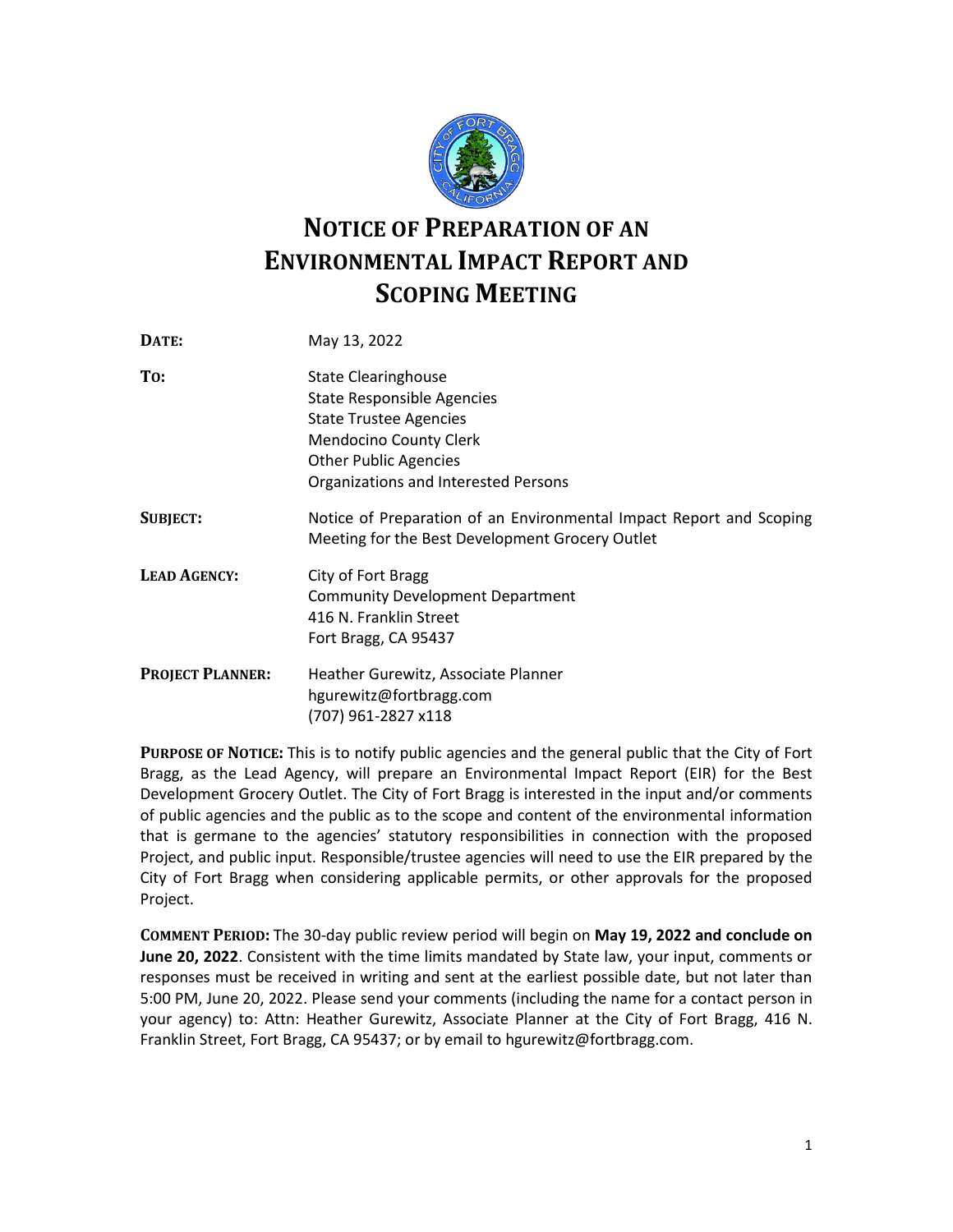# NOTICE OF PREPARATION OF AN ENVIRONMENTAL IMPACT REPORT AND SCOPING MEETING

| | |
|---|---|
| **DATE:** | May 13, 2022 |
| **TO:** | State Clearinghouse<br>State Responsible Agencies<br>State Trustee Agencies<br>Mendocino County Clerk<br>Other Public Agencies<br>Organizations and Interested Persons |
| **SUBJECT:** | Notice of Preparation of an Environmental Impact Report and Scoping Meeting for the Best Development Grocery Outlet |
| **LEAD AGENCY:** | City of Fort Bragg<br>Community Development Department<br>416 N. Franklin Street<br>Fort Bragg, CA 95437 |
| **PROJECT PLANNER:** | Heather Gurewitz, Associate Planner<br>hgurewitz@fortbragg.com<br>(707) 961-2827 x118 |

**PURPOSE OF NOTICE:** This is to notify public agencies and the general public that the City of Fort Bragg, as the Lead Agency, will prepare an Environmental Impact Report (EIR) for the Best Development Grocery Outlet. The City of Fort Bragg is interested in the input and/or comments of public agencies and the public as to the scope and content of the environmental information that is germane to the agencies' statutory responsibilities in connection with the proposed Project, and public input. Responsible/trustee agencies will need to use the EIR prepared by the City of Fort Bragg when considering applicable permits, or other approvals for the proposed Project.

**COMMENT PERIOD:** The 30-day public review period will begin on **May 19, 2022 and conclude on June 20, 2022**. Consistent with the time limits mandated by State law, your input, comments or responses must be received in writing and sent at the earliest possible date, but not later than 5:00 PM, June 20, 2022. Please send your comments (including the name for a contact person in your agency) to: Attn: Heather Gurewitz, Associate Planner at the City of Fort Bragg, 416 N. Franklin Street, Fort Bragg, CA 95437; or by email to hgurewitz@fortbragg.com.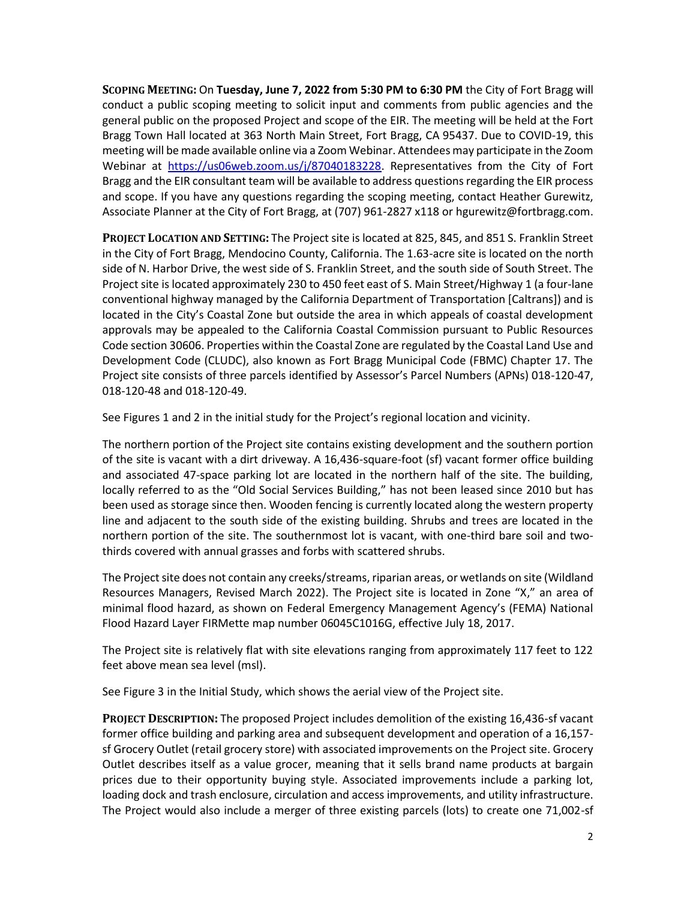**Scoping Meeting:** On **Tuesday, June 7, 2022 from 5:30 PM to 6:30 PM** the City of Fort Bragg will conduct a public scoping meeting to solicit input and comments from public agencies and the general public on the proposed Project and scope of the EIR. The meeting will be held at the Fort Bragg Town Hall located at 363 North Main Street, Fort Bragg, CA 95437. Due to COVID-19, this meeting will be made available online via a Zoom Webinar. Attendees may participate in the Zoom Webinar at https://us06web.zoom.us/j/87040183228. Representatives from the City of Fort Bragg and the EIR consultant team will be available to address questions regarding the EIR process and scope. If you have any questions regarding the scoping meeting, contact Heather Gurewitz, Associate Planner at the City of Fort Bragg, at (707) 961-2827 x118 or hgurewitz@fortbragg.com.

**Project Location and Setting:** The Project site is located at 825, 845, and 851 S. Franklin Street in the City of Fort Bragg, Mendocino County, California. The 1.63-acre site is located on the north side of N. Harbor Drive, the west side of S. Franklin Street, and the south side of South Street. The Project site is located approximately 230 to 450 feet east of S. Main Street/Highway 1 (a four-lane conventional highway managed by the California Department of Transportation [Caltrans]) and is located in the City's Coastal Zone but outside the area in which appeals of coastal development approvals may be appealed to the California Coastal Commission pursuant to Public Resources Code section 30606. Properties within the Coastal Zone are regulated by the Coastal Land Use and Development Code (CLUDC), also known as Fort Bragg Municipal Code (FBMC) Chapter 17. The Project site consists of three parcels identified by Assessor's Parcel Numbers (APNs) 018-120-47, 018-120-48 and 018-120-49.

See Figures 1 and 2 in the initial study for the Project's regional location and vicinity.

The northern portion of the Project site contains existing development and the southern portion of the site is vacant with a dirt driveway. A 16,436-square-foot (sf) vacant former office building and associated 47-space parking lot are located in the northern half of the site. The building, locally referred to as the "Old Social Services Building," has not been leased since 2010 but has been used as storage since then. Wooden fencing is currently located along the western property line and adjacent to the south side of the existing building. Shrubs and trees are located in the northern portion of the site. The southernmost lot is vacant, with one-third bare soil and two-thirds covered with annual grasses and forbs with scattered shrubs.

The Project site does not contain any creeks/streams, riparian areas, or wetlands on site (Wildland Resources Managers, Revised March 2022). The Project site is located in Zone "X," an area of minimal flood hazard, as shown on Federal Emergency Management Agency's (FEMA) National Flood Hazard Layer FIRMette map number 06045C1016G, effective July 18, 2017.

The Project site is relatively flat with site elevations ranging from approximately 117 feet to 122 feet above mean sea level (msl).

See Figure 3 in the Initial Study, which shows the aerial view of the Project site.

**Project Description:** The proposed Project includes demolition of the existing 16,436-sf vacant former office building and parking area and subsequent development and operation of a 16,157-sf Grocery Outlet (retail grocery store) with associated improvements on the Project site. Grocery Outlet describes itself as a value grocer, meaning that it sells brand name products at bargain prices due to their opportunity buying style. Associated improvements include a parking lot, loading dock and trash enclosure, circulation and access improvements, and utility infrastructure. The Project would also include a merger of three existing parcels (lots) to create one 71,002-sf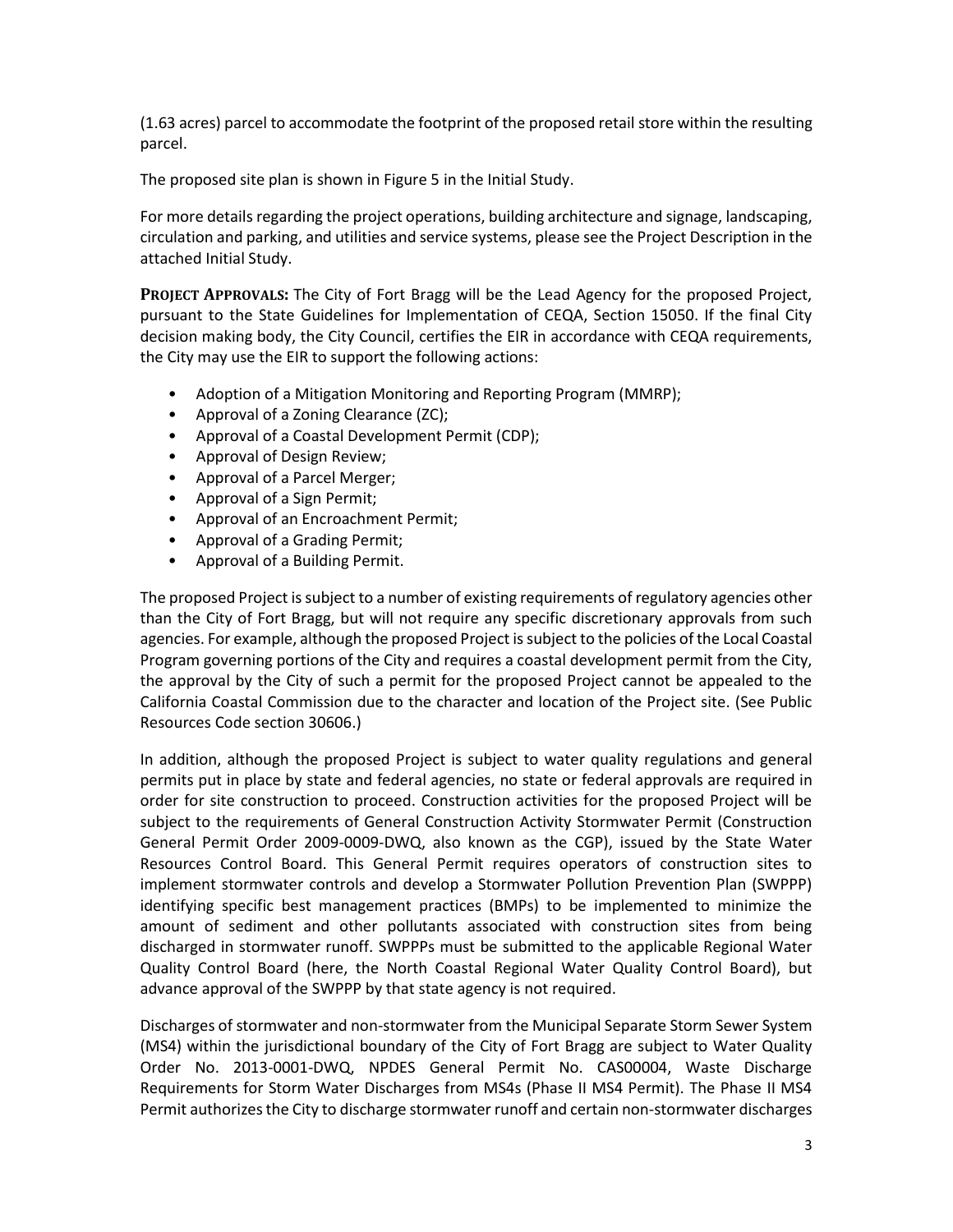(1.63 acres) parcel to accommodate the footprint of the proposed retail store within the resulting parcel.

The proposed site plan is shown in Figure 5 in the Initial Study.

For more details regarding the project operations, building architecture and signage, landscaping, circulation and parking, and utilities and service systems, please see the Project Description in the attached Initial Study.

**PROJECT APPROVALS:** The City of Fort Bragg will be the Lead Agency for the proposed Project, pursuant to the State Guidelines for Implementation of CEQA, Section 15050. If the final City decision making body, the City Council, certifies the EIR in accordance with CEQA requirements, the City may use the EIR to support the following actions:

- Adoption of a Mitigation Monitoring and Reporting Program (MMRP);
- Approval of a Zoning Clearance (ZC);
- Approval of a Coastal Development Permit (CDP);
- Approval of Design Review;
- Approval of a Parcel Merger;
- Approval of a Sign Permit;
- Approval of an Encroachment Permit;
- Approval of a Grading Permit;
- Approval of a Building Permit.

The proposed Project is subject to a number of existing requirements of regulatory agencies other than the City of Fort Bragg, but will not require any specific discretionary approvals from such agencies. For example, although the proposed Project is subject to the policies of the Local Coastal Program governing portions of the City and requires a coastal development permit from the City, the approval by the City of such a permit for the proposed Project cannot be appealed to the California Coastal Commission due to the character and location of the Project site. (See Public Resources Code section 30606.)

In addition, although the proposed Project is subject to water quality regulations and general permits put in place by state and federal agencies, no state or federal approvals are required in order for site construction to proceed. Construction activities for the proposed Project will be subject to the requirements of General Construction Activity Stormwater Permit (Construction General Permit Order 2009-0009-DWQ, also known as the CGP), issued by the State Water Resources Control Board. This General Permit requires operators of construction sites to implement stormwater controls and develop a Stormwater Pollution Prevention Plan (SWPPP) identifying specific best management practices (BMPs) to be implemented to minimize the amount of sediment and other pollutants associated with construction sites from being discharged in stormwater runoff. SWPPPs must be submitted to the applicable Regional Water Quality Control Board (here, the North Coastal Regional Water Quality Control Board), but advance approval of the SWPPP by that state agency is not required.

Discharges of stormwater and non-stormwater from the Municipal Separate Storm Sewer System (MS4) within the jurisdictional boundary of the City of Fort Bragg are subject to Water Quality Order No. 2013-0001-DWQ, NPDES General Permit No. CAS00004, Waste Discharge Requirements for Storm Water Discharges from MS4s (Phase II MS4 Permit). The Phase II MS4 Permit authorizes the City to discharge stormwater runoff and certain non-stormwater discharges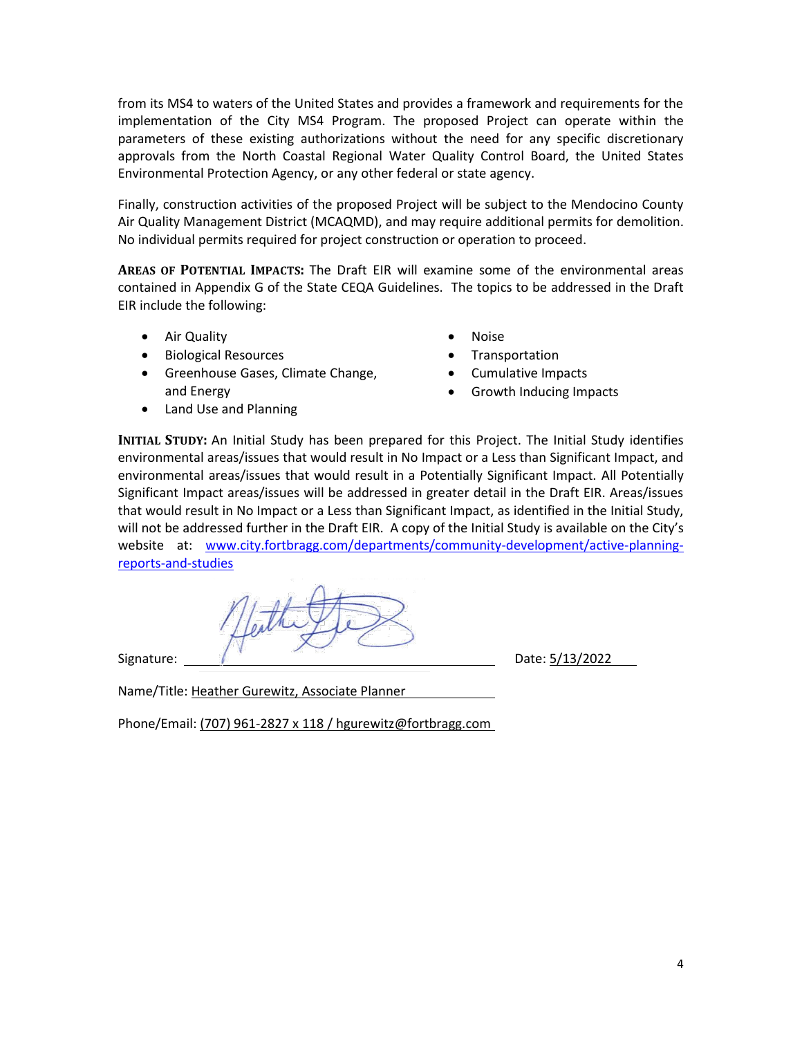from its MS4 to waters of the United States and provides a framework and requirements for the implementation of the City MS4 Program. The proposed Project can operate within the parameters of these existing authorizations without the need for any specific discretionary approvals from the North Coastal Regional Water Quality Control Board, the United States Environmental Protection Agency, or any other federal or state agency.

Finally, construction activities of the proposed Project will be subject to the Mendocino County Air Quality Management District (MCAQMD), and may require additional permits for demolition. No individual permits required for project construction or operation to proceed.

**AREAS OF POTENTIAL IMPACTS:** The Draft EIR will examine some of the environmental areas contained in Appendix G of the State CEQA Guidelines. The topics to be addressed in the Draft EIR include the following:

- Air Quality
- Biological Resources
- Greenhouse Gases, Climate Change, and Energy
- Land Use and Planning
- Noise
- Transportation
- Cumulative Impacts
- Growth Inducing Impacts

**INITIAL STUDY:** An Initial Study has been prepared for this Project. The Initial Study identifies environmental areas/issues that would result in No Impact or a Less than Significant Impact, and environmental areas/issues that would result in a Potentially Significant Impact. All Potentially Significant Impact areas/issues will be addressed in greater detail in the Draft EIR. Areas/issues that would result in No Impact or a Less than Significant Impact, as identified in the Initial Study, will not be addressed further in the Draft EIR. A copy of the Initial Study is available on the City's website at: [www.city.fortbragg.com/departments/community-development/active-planning-reports-and-studies](www.city.fortbragg.com/departments/community-development/active-planning-reports-and-studies)

Signature: ______________________ Date: 5/13/2022

Name/Title: Heather Gurewitz, Associate Planner

Phone/Email: (707) 961-2827 x 118 / hgurewitz@fortbragg.com